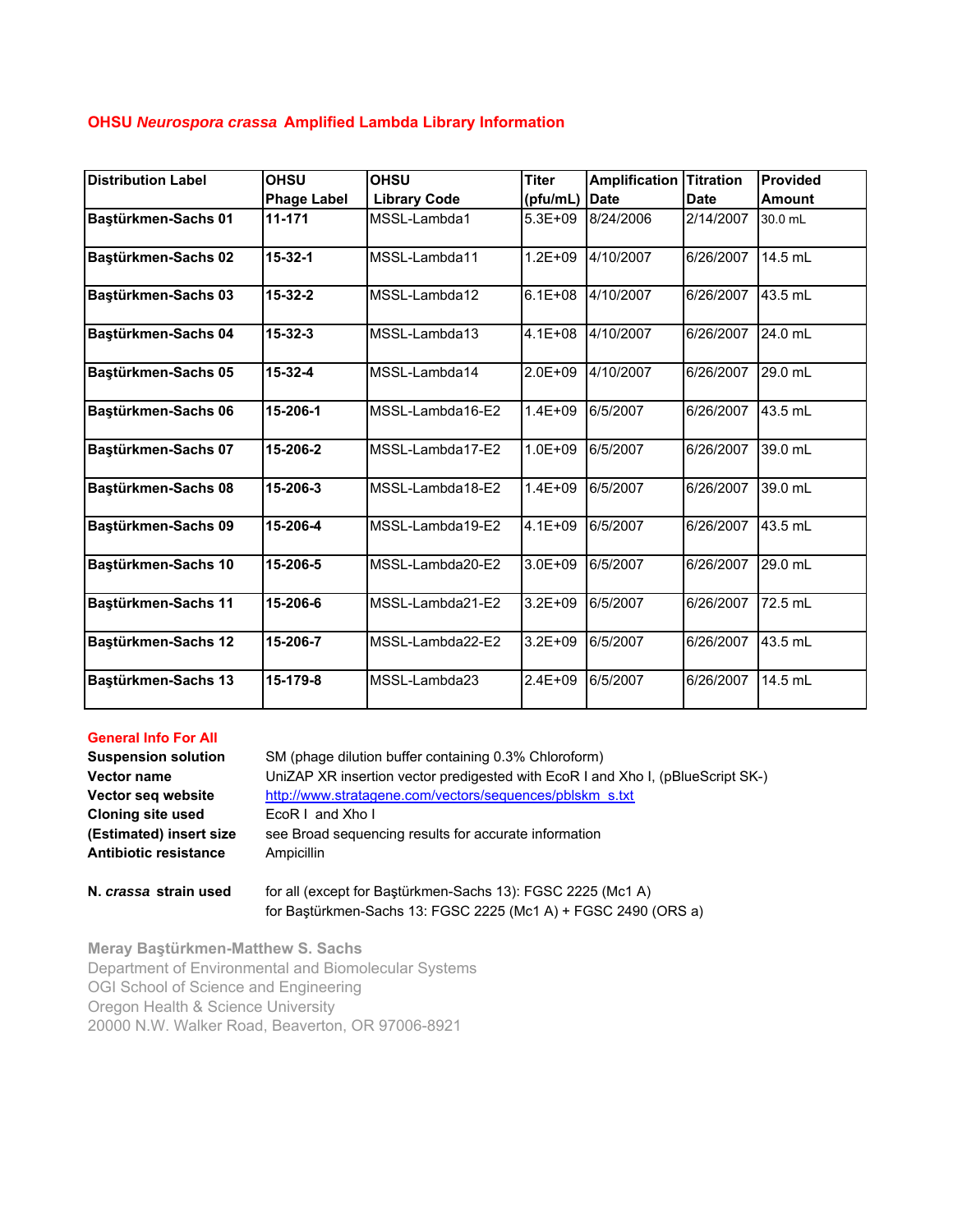## OHSU *Neurospora crassa* Amplified Lambda Library Information

| Distribution Label | OHSU Phage Label | OHSU Library Code | Titer (pfu/mL) | Amplification Date | Titration Date | Provided Amount |
|---|---|---|---|---|---|---|
| **Baştürkmen-Sachs 01** | **11-171** | MSSL-Lambda1 | 5.3E+09 | 8/24/2006 | 2/14/2007 | 30.0 mL |
| **Baştürkmen-Sachs 02** | **15-32-1** | MSSL-Lambda11 | 1.2E+09 | 4/10/2007 | 6/26/2007 | 14.5 mL |
| **Baştürkmen-Sachs 03** | **15-32-2** | MSSL-Lambda12 | 6.1E+08 | 4/10/2007 | 6/26/2007 | 43.5 mL |
| **Baştürkmen-Sachs 04** | **15-32-3** | MSSL-Lambda13 | 4.1E+08 | 4/10/2007 | 6/26/2007 | 24.0 mL |
| **Baştürkmen-Sachs 05** | **15-32-4** | MSSL-Lambda14 | 2.0E+09 | 4/10/2007 | 6/26/2007 | 29.0 mL |
| **Baştürkmen-Sachs 06** | **15-206-1** | MSSL-Lambda16-E2 | 1.4E+09 | 6/5/2007 | 6/26/2007 | 43.5 mL |
| **Baştürkmen-Sachs 07** | **15-206-2** | MSSL-Lambda17-E2 | 1.0E+09 | 6/5/2007 | 6/26/2007 | 39.0 mL |
| **Baştürkmen-Sachs 08** | **15-206-3** | MSSL-Lambda18-E2 | 1.4E+09 | 6/5/2007 | 6/26/2007 | 39.0 mL |
| **Baştürkmen-Sachs 09** | **15-206-4** | MSSL-Lambda19-E2 | 4.1E+09 | 6/5/2007 | 6/26/2007 | 43.5 mL |
| **Baştürkmen-Sachs 10** | **15-206-5** | MSSL-Lambda20-E2 | 3.0E+09 | 6/5/2007 | 6/26/2007 | 29.0 mL |
| **Baştürkmen-Sachs 11** | **15-206-6** | MSSL-Lambda21-E2 | 3.2E+09 | 6/5/2007 | 6/26/2007 | 72.5 mL |
| **Baştürkmen-Sachs 12** | **15-206-7** | MSSL-Lambda22-E2 | 3.2E+09 | 6/5/2007 | 6/26/2007 | 43.5 mL |
| **Baştürkmen-Sachs 13** | **15-179-8** | MSSL-Lambda23 | 2.4E+09 | 6/5/2007 | 6/26/2007 | 14.5 mL |

### General Info For All

**Suspension solution** SM (phage dilution buffer containing 0.3% Chloroform)

**Vector name** UniZAP XR insertion vector predigested with EcoR I and Xho I, (pBlueScript SK-)

**Vector seq website** http://www.stratagene.com/vectors/sequences/pblskm_s.txt

**Cloning site used** EcoR I and Xho I

**(Estimated) insert size** see Broad sequencing results for accurate information

**Antibiotic resistance** Ampicillin

***N. crassa* strain used** for all (except for Baştürkmen-Sachs 13): FGSC 2225 (Mc1 A)
for Baştürkmen-Sachs 13: FGSC 2225 (Mc1 A) + FGSC 2490 (ORS a)

**Meray Baştürkmen-Matthew S. Sachs**
Department of Environmental and Biomolecular Systems
OGI School of Science and Engineering
Oregon Health & Science University
20000 N.W. Walker Road, Beaverton, OR 97006-8921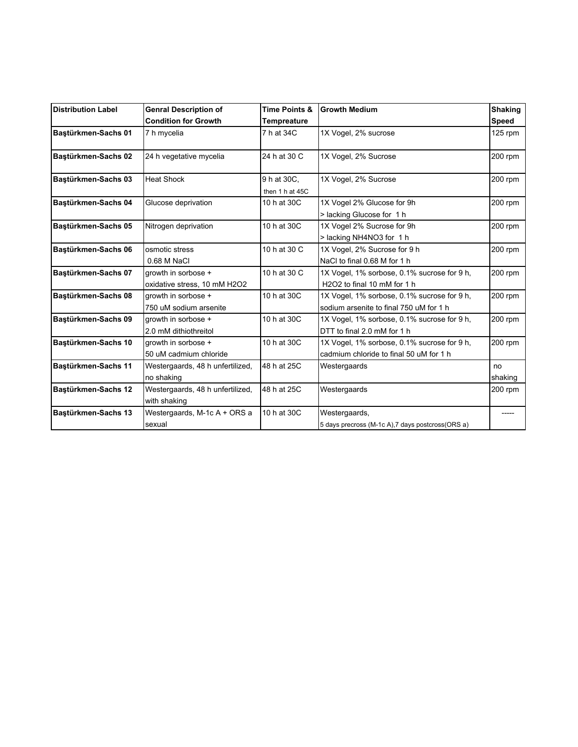| Distribution Label | Genral Description of Condition for Growth | Time Points & Tempreature | Growth Medium | Shaking Speed |
|---|---|---|---|---|
| **Baştürkmen-Sachs 01** | 7 h mycelia | 7 h at 34C | 1X Vogel, 2% sucrose | 125 rpm |
| **Baştürkmen-Sachs 02** | 24 h vegetative mycelia | 24 h at 30 C | 1X Vogel, 2% Sucrose | 200 rpm |
| **Baştürkmen-Sachs 03** | Heat Shock | 9 h at 30C, then 1 h at 45C | 1X Vogel, 2% Sucrose | 200 rpm |
| **Baştürkmen-Sachs 04** | Glucose deprivation | 10 h at 30C | 1X Vogel 2% Glucose for 9h > lacking Glucose for 1 h | 200 rpm |
| **Baştürkmen-Sachs 05** | Nitrogen deprivation | 10 h at 30C | 1X Vogel 2% Sucrose for 9h > lacking $NH_4NO_3$ for 1 h | 200 rpm |
| **Baştürkmen-Sachs 06** | osmotic stress 0.68 M NaCl | 10 h at 30 C | 1X Vogel, 2% Sucrose for 9 h NaCl to final 0.68 M for 1 h | 200 rpm |
| **Baştürkmen-Sachs 07** | growth in sorbose + oxidative stress, 10 mM $H_2O_2$ | 10 h at 30 C | 1X Vogel, 1% sorbose, 0.1% sucrose for 9 h, $H_2O_2$ to final 10 mM for 1 h | 200 rpm |
| **Baştürkmen-Sachs 08** | growth in sorbose + 750 uM sodium arsenite | 10 h at 30C | 1X Vogel, 1% sorbose, 0.1% sucrose for 9 h, sodium arsenite to final 750 uM for 1 h | 200 rpm |
| **Baştürkmen-Sachs 09** | growth in sorbose + 2.0 mM dithiothreitol | 10 h at 30C | 1X Vogel, 1% sorbose, 0.1% sucrose for 9 h, DTT to final 2.0 mM for 1 h | 200 rpm |
| **Baştürkmen-Sachs 10** | growth in sorbose + 50 uM cadmium chloride | 10 h at 30C | 1X Vogel, 1% sorbose, 0.1% sucrose for 9 h, cadmium chloride to final 50 uM for 1 h | 200 rpm |
| **Baştürkmen-Sachs 11** | Westergaards, 48 h unfertilized, no shaking | 48 h at 25C | Westergaards | no shaking |
| **Baştürkmen-Sachs 12** | Westergaards, 48 h unfertilized, with shaking | 48 h at 25C | Westergaards | 200 rpm |
| **Baştürkmen-Sachs 13** | Westergaards, M-1c A + ORS a sexual | 10 h at 30C | Westergaards, 5 days precross (M-1c A),7 days postcross(ORS a) | ----- |